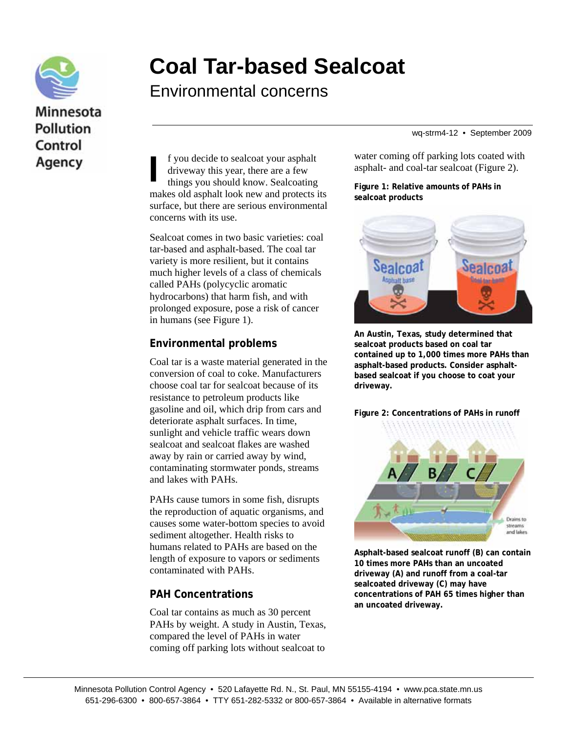# Coal Tar-based Sealcoat

## Environmental concerns

Minnesota Pollution Control Agency

wq-strm4-12 • September 2009

If you decide to sealcoat your asphalt driveway this year, there are a few things you should know. Sealcoating makes old asphalt look new and protects its surface, but there are serious environmental concerns with its use.

Sealcoat comes in two basic varieties: coal tar-based and asphalt-based. The coal tar variety is more resilient, but it contains much higher levels of a class of chemicals called PAHs (polycyclic aromatic hydrocarbons) that harm fish, and with prolonged exposure, pose a risk of cancer in humans (see Figure 1).

### Environmental problems

Coal tar is a waste material generated in the conversion of coal to coke. Manufacturers choose coal tar for sealcoat because of its resistance to petroleum products like gasoline and oil, which drip from cars and deteriorate asphalt surfaces. In time, sunlight and vehicle traffic wears down sealcoat and sealcoat flakes are washed away by rain or carried away by wind, contaminating stormwater ponds, streams and lakes with PAHs.

PAHs cause tumors in some fish, disrupts the reproduction of aquatic organisms, and causes some water-bottom species to avoid sediment altogether. Health risks to humans related to PAHs are based on the length of exposure to vapors or sediments contaminated with PAHs.

### PAH Concentrations

Coal tar contains as much as 30 percent PAHs by weight. A study in Austin, Texas, compared the level of PAHs in water coming off parking lots without sealcoat to water coming off parking lots coated with asphalt- and coal-tar sealcoat (Figure 2).

**Figure 1: Relative amounts of PAHs in sealcoat products**

**An Austin, Texas, study determined that sealcoat products based on coal tar contained up to 1,000 times more PAHs than asphalt-based products. Consider asphalt-based sealcoat if you choose to coat your driveway.**

**Figure 2: Concentrations of PAHs in runoff**

**Asphalt-based sealcoat runoff (B) can contain 10 times more PAHs than an uncoated driveway (A) and runoff from a coal-tar sealcoated driveway (C) may have concentrations of PAH 65 times higher than an uncoated driveway.**

Minnesota Pollution Control Agency • 520 Lafayette Rd. N., St. Paul, MN 55155-4194 • www.pca.state.mn.us
651-296-6300 • 800-657-3864 • TTY 651-282-5332 or 800-657-3864 • Available in alternative formats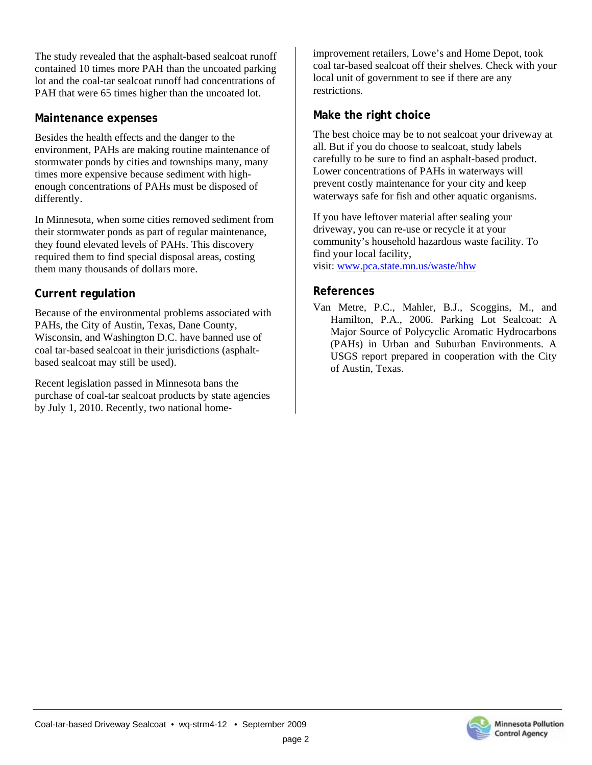The study revealed that the asphalt-based sealcoat runoff contained 10 times more PAH than the uncoated parking lot and the coal-tar sealcoat runoff had concentrations of PAH that were 65 times higher than the uncoated lot.

## Maintenance expenses

Besides the health effects and the danger to the environment, PAHs are making routine maintenance of stormwater ponds by cities and townships many, many times more expensive because sediment with high-enough concentrations of PAHs must be disposed of differently.

In Minnesota, when some cities removed sediment from their stormwater ponds as part of regular maintenance, they found elevated levels of PAHs. This discovery required them to find special disposal areas, costing them many thousands of dollars more.

## Current regulation

Because of the environmental problems associated with PAHs, the City of Austin, Texas, Dane County, Wisconsin, and Washington D.C. have banned use of coal tar-based sealcoat in their jurisdictions (asphalt-based sealcoat may still be used).

Recent legislation passed in Minnesota bans the purchase of coal-tar sealcoat products by state agencies by July 1, 2010. Recently, two national home-improvement retailers, Lowe's and Home Depot, took coal tar-based sealcoat off their shelves. Check with your local unit of government to see if there are any restrictions.

## Make the right choice

The best choice may be to not sealcoat your driveway at all. But if you do choose to sealcoat, study labels carefully to be sure to find an asphalt-based product. Lower concentrations of PAHs in waterways will prevent costly maintenance for your city and keep waterways safe for fish and other aquatic organisms.

If you have leftover material after sealing your driveway, you can re-use or recycle it at your community's household hazardous waste facility. To find your local facility, visit: [www.pca.state.mn.us/waste/hhw](www.pca.state.mn.us/waste/hhw)

## References

Van Metre, P.C., Mahler, B.J., Scoggins, M., and Hamilton, P.A., 2006. Parking Lot Sealcoat: A Major Source of Polycyclic Aromatic Hydrocarbons (PAHs) in Urban and Suburban Environments. A USGS report prepared in cooperation with the City of Austin, Texas.